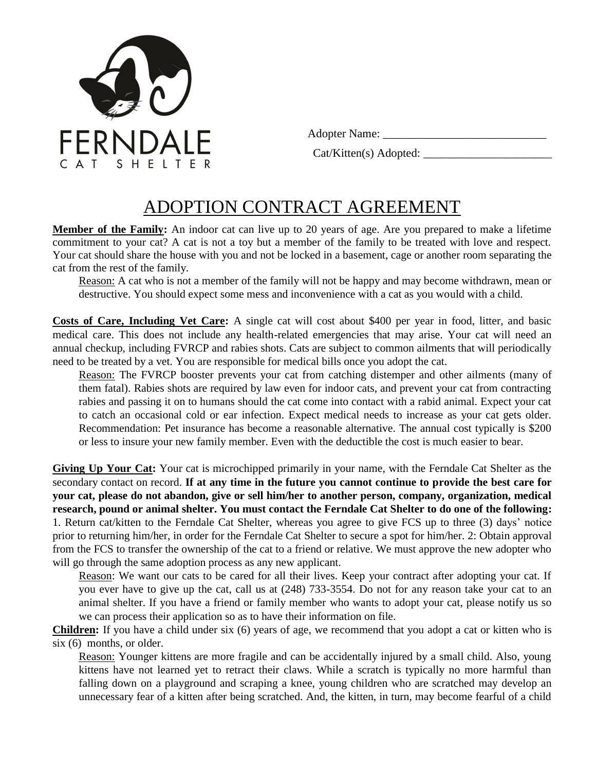FERNDALE

CAT SHELTER

Adopter Name: ____________________________

Cat/Kitten(s) Adopted: ______________________

# ADOPTION CONTRACT AGREEMENT

**Member of the Family:** An indoor cat can live up to 20 years of age. Are you prepared to make a lifetime commitment to your cat? A cat is not a toy but a member of the family to be treated with love and respect. Your cat should share the house with you and not be locked in a basement, cage or another room separating the cat from the rest of the family.

Reason: A cat who is not a member of the family will not be happy and may become withdrawn, mean or destructive. You should expect some mess and inconvenience with a cat as you would with a child.

**Costs of Care, Including Vet Care:** A single cat will cost about $400 per year in food, litter, and basic medical care. This does not include any health-related emergencies that may arise. Your cat will need an annual checkup, including FVRCP and rabies shots. Cats are subject to common ailments that will periodically need to be treated by a vet. You are responsible for medical bills once you adopt the cat.

Reason: The FVRCP booster prevents your cat from catching distemper and other ailments (many of them fatal). Rabies shots are required by law even for indoor cats, and prevent your cat from contracting rabies and passing it on to humans should the cat come into contact with a rabid animal. Expect your cat to catch an occasional cold or ear infection. Expect medical needs to increase as your cat gets older. Recommendation: Pet insurance has become a reasonable alternative. The annual cost typically is $200 or less to insure your new family member. Even with the deductible the cost is much easier to bear.

**Giving Up Your Cat:** Your cat is microchipped primarily in your name, with the Ferndale Cat Shelter as the secondary contact on record. **If at any time in the future you cannot continue to provide the best care for your cat, please do not abandon, give or sell him/her to another person, company, organization, medical research, pound or animal shelter. You must contact the Ferndale Cat Shelter to do one of the following:** 1. Return cat/kitten to the Ferndale Cat Shelter, whereas you agree to give FCS up to three (3) days' notice prior to returning him/her, in order for the Ferndale Cat Shelter to secure a spot for him/her. 2: Obtain approval from the FCS to transfer the ownership of the cat to a friend or relative. We must approve the new adopter who will go through the same adoption process as any new applicant.

Reason: We want our cats to be cared for all their lives. Keep your contract after adopting your cat. If you ever have to give up the cat, call us at (248) 733-3554. Do not for any reason take your cat to an animal shelter. If you have a friend or family member who wants to adopt your cat, please notify us so we can process their application so as to have their information on file.

**Children:** If you have a child under six (6) years of age, we recommend that you adopt a cat or kitten who is six (6) months, or older.

Reason: Younger kittens are more fragile and can be accidentally injured by a small child. Also, young kittens have not learned yet to retract their claws. While a scratch is typically no more harmful than falling down on a playground and scraping a knee, young children who are scratched may develop an unnecessary fear of a kitten after being scratched. And, the kitten, in turn, may become fearful of a child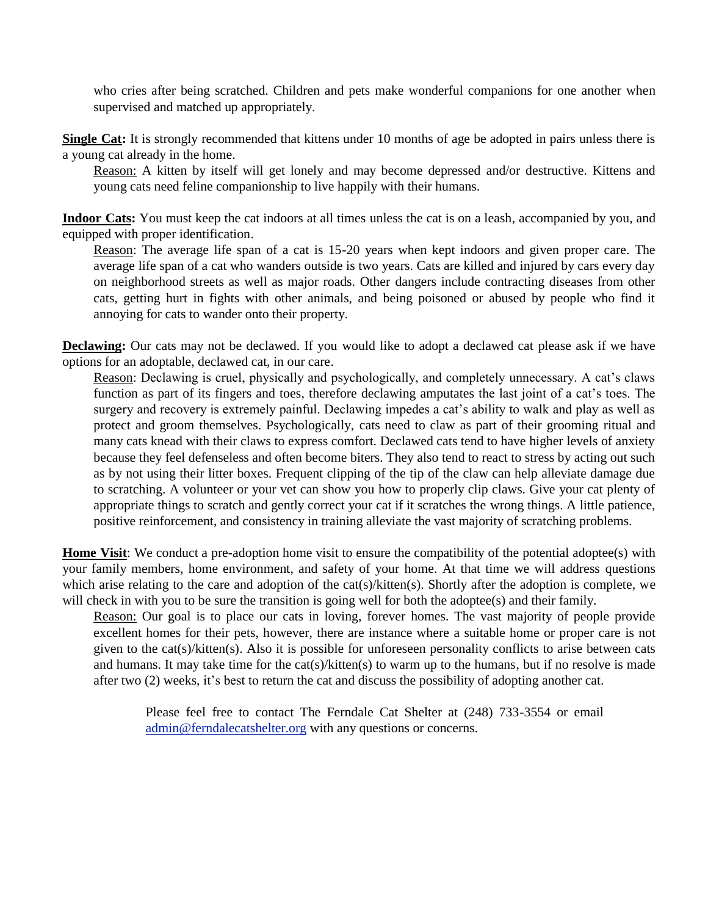who cries after being scratched. Children and pets make wonderful companions for one another when supervised and matched up appropriately.

**Single Cat:** It is strongly recommended that kittens under 10 months of age be adopted in pairs unless there is a young cat already in the home.

Reason: A kitten by itself will get lonely and may become depressed and/or destructive. Kittens and young cats need feline companionship to live happily with their humans.

**Indoor Cats:** You must keep the cat indoors at all times unless the cat is on a leash, accompanied by you, and equipped with proper identification.

Reason: The average life span of a cat is 15-20 years when kept indoors and given proper care. The average life span of a cat who wanders outside is two years. Cats are killed and injured by cars every day on neighborhood streets as well as major roads. Other dangers include contracting diseases from other cats, getting hurt in fights with other animals, and being poisoned or abused by people who find it annoying for cats to wander onto their property.

**Declawing:** Our cats may not be declawed. If you would like to adopt a declawed cat please ask if we have options for an adoptable, declawed cat, in our care.

Reason: Declawing is cruel, physically and psychologically, and completely unnecessary. A cat's claws function as part of its fingers and toes, therefore declawing amputates the last joint of a cat's toes. The surgery and recovery is extremely painful. Declawing impedes a cat's ability to walk and play as well as protect and groom themselves. Psychologically, cats need to claw as part of their grooming ritual and many cats knead with their claws to express comfort. Declawed cats tend to have higher levels of anxiety because they feel defenseless and often become biters. They also tend to react to stress by acting out such as by not using their litter boxes. Frequent clipping of the tip of the claw can help alleviate damage due to scratching. A volunteer or your vet can show you how to properly clip claws. Give your cat plenty of appropriate things to scratch and gently correct your cat if it scratches the wrong things. A little patience, positive reinforcement, and consistency in training alleviate the vast majority of scratching problems.

**Home Visit**: We conduct a pre-adoption home visit to ensure the compatibility of the potential adoptee(s) with your family members, home environment, and safety of your home. At that time we will address questions which arise relating to the care and adoption of the cat(s)/kitten(s). Shortly after the adoption is complete, we will check in with you to be sure the transition is going well for both the adoptee(s) and their family.

Reason: Our goal is to place our cats in loving, forever homes. The vast majority of people provide excellent homes for their pets, however, there are instance where a suitable home or proper care is not given to the cat(s)/kitten(s). Also it is possible for unforeseen personality conflicts to arise between cats and humans. It may take time for the cat(s)/kitten(s) to warm up to the humans, but if no resolve is made after two (2) weeks, it's best to return the cat and discuss the possibility of adopting another cat.

Please feel free to contact The Ferndale Cat Shelter at (248) 733-3554 or email admin@ferndalecatshelter.org with any questions or concerns.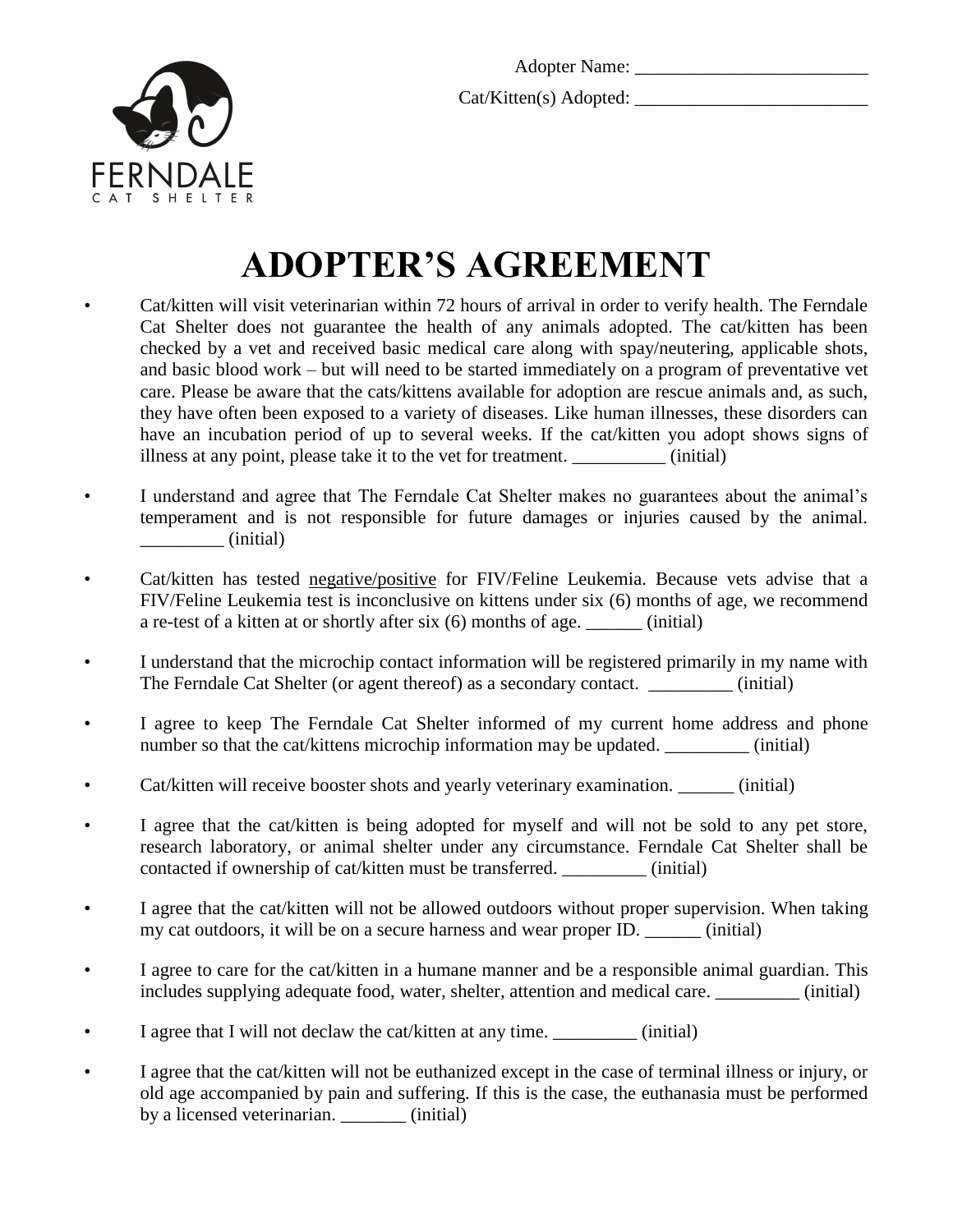Adopter Name: _________________________

Cat/Kitten(s) Adopted: _________________________

FERNDALE
CAT SHELTER

# ADOPTER'S AGREEMENT

- Cat/kitten will visit veterinarian within 72 hours of arrival in order to verify health. The Ferndale Cat Shelter does not guarantee the health of any animals adopted. The cat/kitten has been checked by a vet and received basic medical care along with spay/neutering, applicable shots, and basic blood work – but will need to be started immediately on a program of preventative vet care. Please be aware that the cats/kittens available for adoption are rescue animals and, as such, they have often been exposed to a variety of diseases. Like human illnesses, these disorders can have an incubation period of up to several weeks. If the cat/kitten you adopt shows signs of illness at any point, please take it to the vet for treatment. __________ (initial)

- I understand and agree that The Ferndale Cat Shelter makes no guarantees about the animal's temperament and is not responsible for future damages or injuries caused by the animal. _________ (initial)

- Cat/kitten has tested negative/positive for FIV/Feline Leukemia. Because vets advise that a FIV/Feline Leukemia test is inconclusive on kittens under six (6) months of age, we recommend a re-test of a kitten at or shortly after six (6) months of age. ______ (initial)

- I understand that the microchip contact information will be registered primarily in my name with The Ferndale Cat Shelter (or agent thereof) as a secondary contact. _________ (initial)

- I agree to keep The Ferndale Cat Shelter informed of my current home address and phone number so that the cat/kittens microchip information may be updated. _________ (initial)

- Cat/kitten will receive booster shots and yearly veterinary examination. ______ (initial)

- I agree that the cat/kitten is being adopted for myself and will not be sold to any pet store, research laboratory, or animal shelter under any circumstance. Ferndale Cat Shelter shall be contacted if ownership of cat/kitten must be transferred. _________ (initial)

- I agree that the cat/kitten will not be allowed outdoors without proper supervision. When taking my cat outdoors, it will be on a secure harness and wear proper ID. ______ (initial)

- I agree to care for the cat/kitten in a humane manner and be a responsible animal guardian. This includes supplying adequate food, water, shelter, attention and medical care. _________ (initial)

- I agree that I will not declaw the cat/kitten at any time. _________ (initial)

- I agree that the cat/kitten will not be euthanized except in the case of terminal illness or injury, or old age accompanied by pain and suffering. If this is the case, the euthanasia must be performed by a licensed veterinarian. _______ (initial)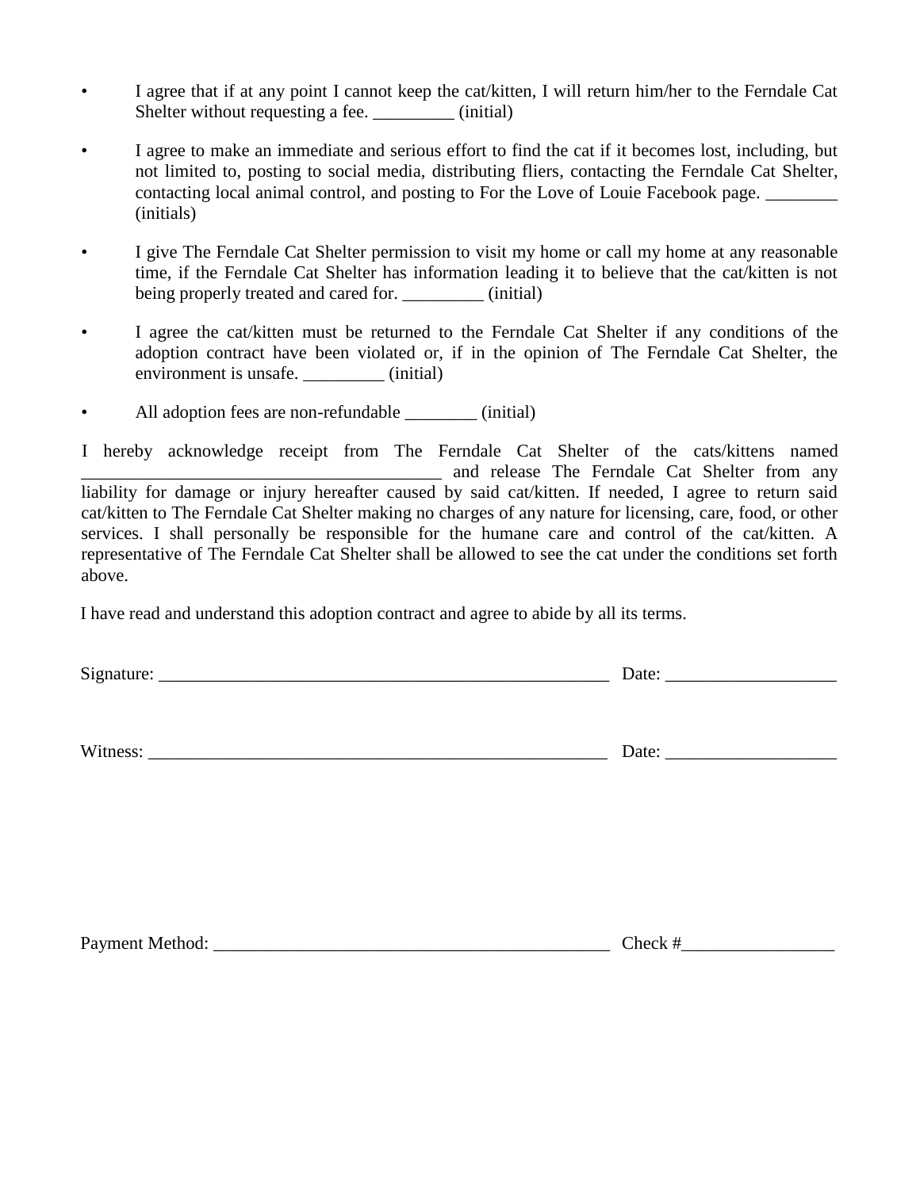- I agree that if at any point I cannot keep the cat/kitten, I will return him/her to the Ferndale Cat Shelter without requesting a fee. _________ (initial)
- I agree to make an immediate and serious effort to find the cat if it becomes lost, including, but not limited to, posting to social media, distributing fliers, contacting the Ferndale Cat Shelter, contacting local animal control, and posting to For the Love of Louie Facebook page. ________ (initials)
- I give The Ferndale Cat Shelter permission to visit my home or call my home at any reasonable time, if the Ferndale Cat Shelter has information leading it to believe that the cat/kitten is not being properly treated and cared for. _________ (initial)
- I agree the cat/kitten must be returned to the Ferndale Cat Shelter if any conditions of the adoption contract have been violated or, if in the opinion of The Ferndale Cat Shelter, the environment is unsafe. _________ (initial)
- All adoption fees are non-refundable ________ (initial)

I hereby acknowledge receipt from The Ferndale Cat Shelter of the cats/kittens named ________________________________________ and release The Ferndale Cat Shelter from any liability for damage or injury hereafter caused by said cat/kitten. If needed, I agree to return said cat/kitten to The Ferndale Cat Shelter making no charges of any nature for licensing, care, food, or other services. I shall personally be responsible for the humane care and control of the cat/kitten. A representative of The Ferndale Cat Shelter shall be allowed to see the cat under the conditions set forth above.

I have read and understand this adoption contract and agree to abide by all its terms.

Signature: _____________________________________________________ Date: ___________________

Witness: ______________________________________________________ Date: ___________________

Payment Method: ______________________________________________ Check #_________________